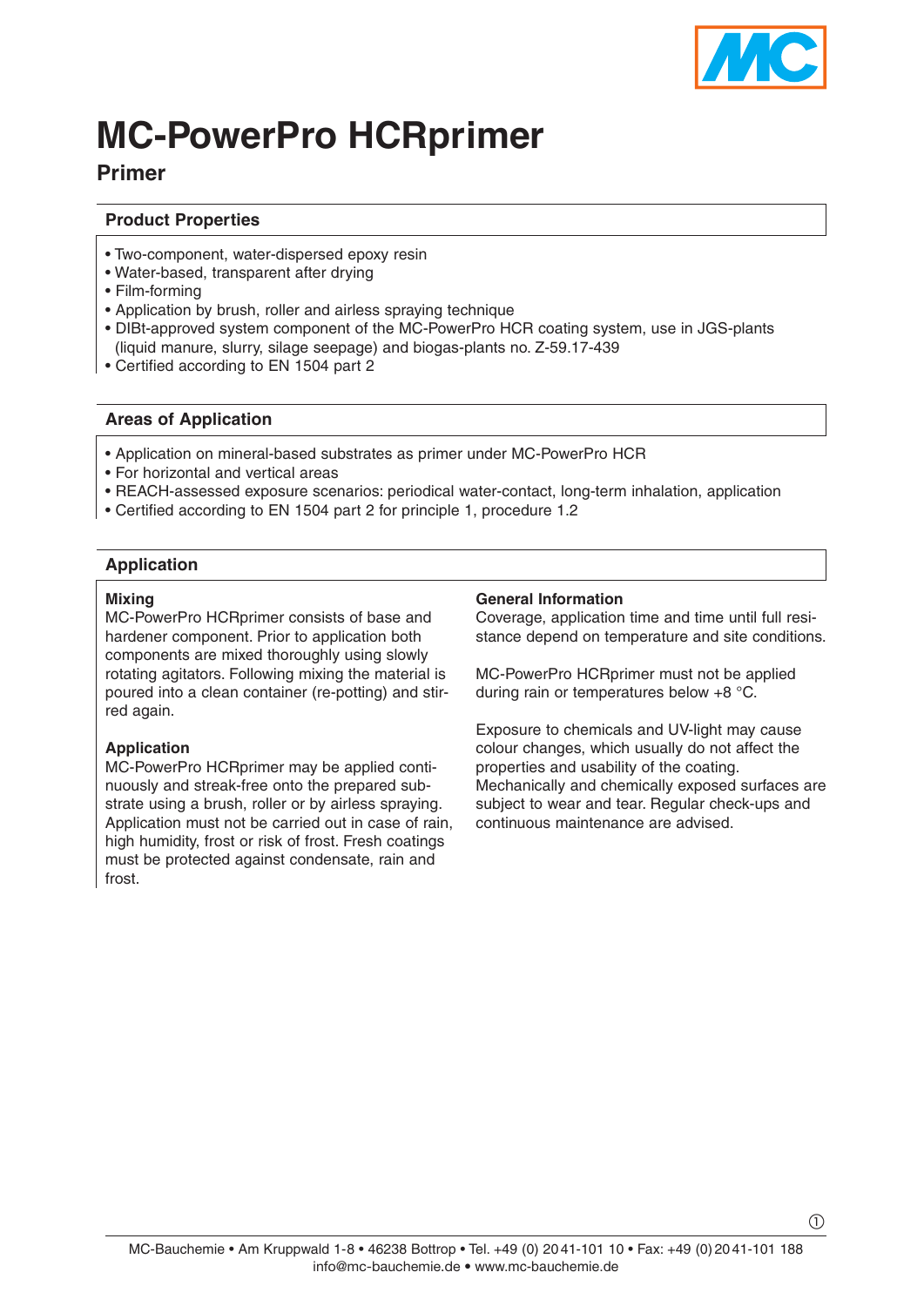# MC-PowerPro HCRprimer

## Primer

### Product Properties

- Two-component, water-dispersed epoxy resin
- Water-based, transparent after drying
- Film-forming
- Application by brush, roller and airless spraying technique
- DIBt-approved system component of the MC-PowerPro HCR coating system, use in JGS-plants (liquid manure, slurry, silage seepage) and biogas-plants no. Z-59.17-439
- Certified according to EN 1504 part 2

### Areas of Application

- Application on mineral-based substrates as primer under MC-PowerPro HCR
- For horizontal and vertical areas
- REACH-assessed exposure scenarios: periodical water-contact, long-term inhalation, application
- Certified according to EN 1504 part 2 for principle 1, procedure 1.2

### Application

**Mixing**
MC-PowerPro HCRprimer consists of base and hardener component. Prior to application both components are mixed thoroughly using slowly rotating agitators. Following mixing the material is poured into a clean container (re-potting) and stirred again.

**Application**
MC-PowerPro HCRprimer may be applied continuously and streak-free onto the prepared substrate using a brush, roller or by airless spraying. Application must not be carried out in case of rain, high humidity, frost or risk of frost. Fresh coatings must be protected against condensate, rain and frost.

**General Information**
Coverage, application time and time until full resistance depend on temperature and site conditions.

MC-PowerPro HCRprimer must not be applied during rain or temperatures below +8 °C.

Exposure to chemicals and UV-light may cause colour changes, which usually do not affect the properties and usability of the coating. Mechanically and chemically exposed surfaces are subject to wear and tear. Regular check-ups and continuous maintenance are advised.

MC-Bauchemie • Am Kruppwald 1-8 • 46238 Bottrop • Tel. +49 (0) 2041-101 10 • Fax: +49 (0) 2041-101 188
info@mc-bauchemie.de • www.mc-bauchemie.de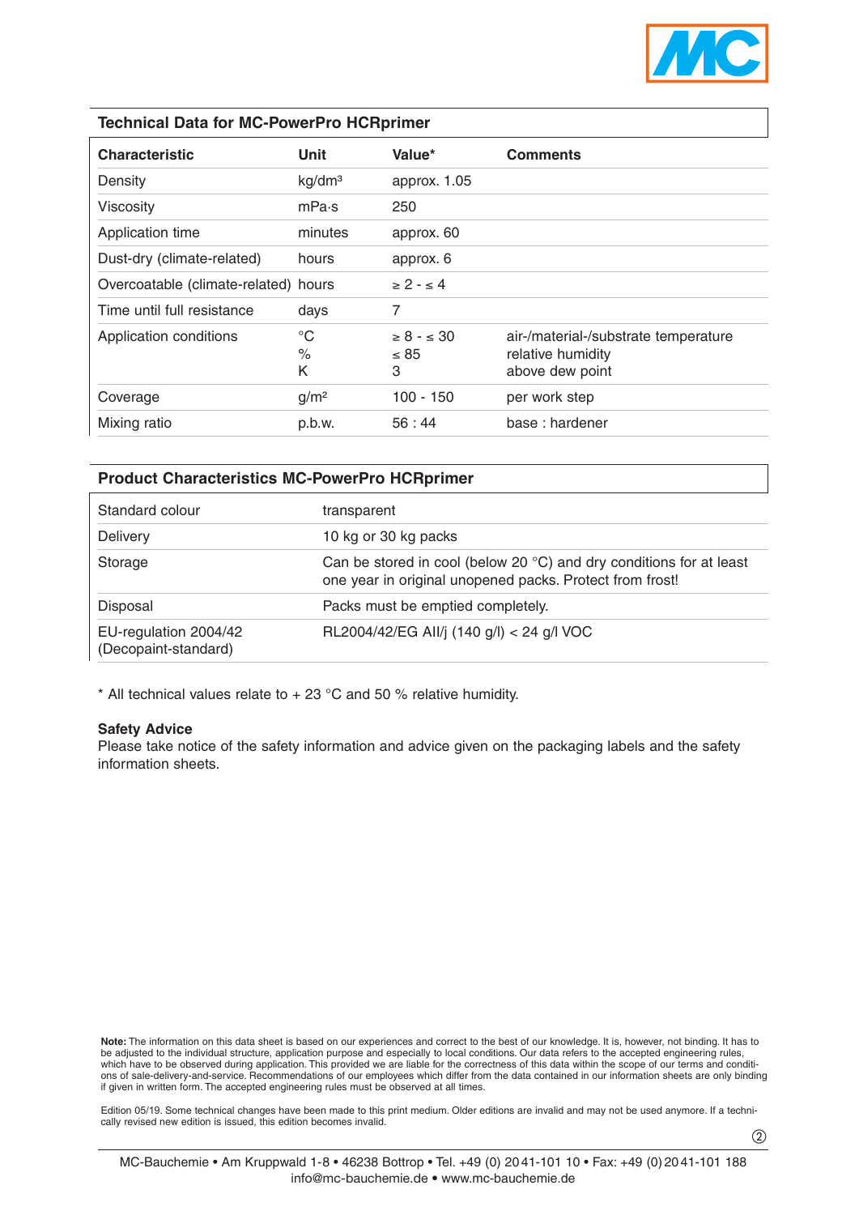## Technical Data for MC-PowerPro HCRprimer

| Characteristic | Unit | Value* | Comments |
|---|---|---|---|
| Density | kg/dm³ | approx. 1.05 | |
| Viscosity | mPa·s | 250 | |
| Application time | minutes | approx. 60 | |
| Dust-dry (climate-related) | hours | approx. 6 | |
| Overcoatable (climate-related) | hours | ≥ 2 - ≤ 4 | |
| Time until full resistance | days | 7 | |
| Application conditions | °C<br>%<br>K | ≥ 8 - ≤ 30<br>≤ 85<br>3 | air-/material-/substrate temperature<br>relative humidity<br>above dew point |
| Coverage | g/m² | 100 - 150 | per work step |
| Mixing ratio | p.b.w. | 56 : 44 | base : hardener |

## Product Characteristics MC-PowerPro HCRprimer

| | |
|---|---|
| Standard colour | transparent |
| Delivery | 10 kg or 30 kg packs |
| Storage | Can be stored in cool (below 20 °C) and dry conditions for at least one year in original unopened packs. Protect from frost! |
| Disposal | Packs must be emptied completely. |
| EU-regulation 2004/42 (Decopaint-standard) | RL2004/42/EG AII/j (140 g/l) < 24 g/l VOC |

* All technical values relate to + 23 °C and 50 % relative humidity.

**Safety Advice**
Please take notice of the safety information and advice given on the packaging labels and the safety information sheets.

**Note:** The information on this data sheet is based on our experiences and correct to the best of our knowledge. It is, however, not binding. It has to be adjusted to the individual structure, application purpose and especially to local conditions. Our data refers to the accepted engineering rules, which have to be observed during application. This provided we are liable for the correctness of this data within the scope of our terms and conditions of sale-delivery-and-service. Recommendations of our employees which differ from the data contained in our information sheets are only binding if given in written form. The accepted engineering rules must be observed at all times.

Edition 05/19. Some technical changes have been made to this print medium. Older editions are invalid and may not be used anymore. If a technically revised new edition is issued, this edition becomes invalid.

MC-Bauchemie • Am Kruppwald 1-8 • 46238 Bottrop • Tel. +49 (0) 2041-101 10 • Fax: +49 (0) 2041-101 188
info@mc-bauchemie.de • www.mc-bauchemie.de